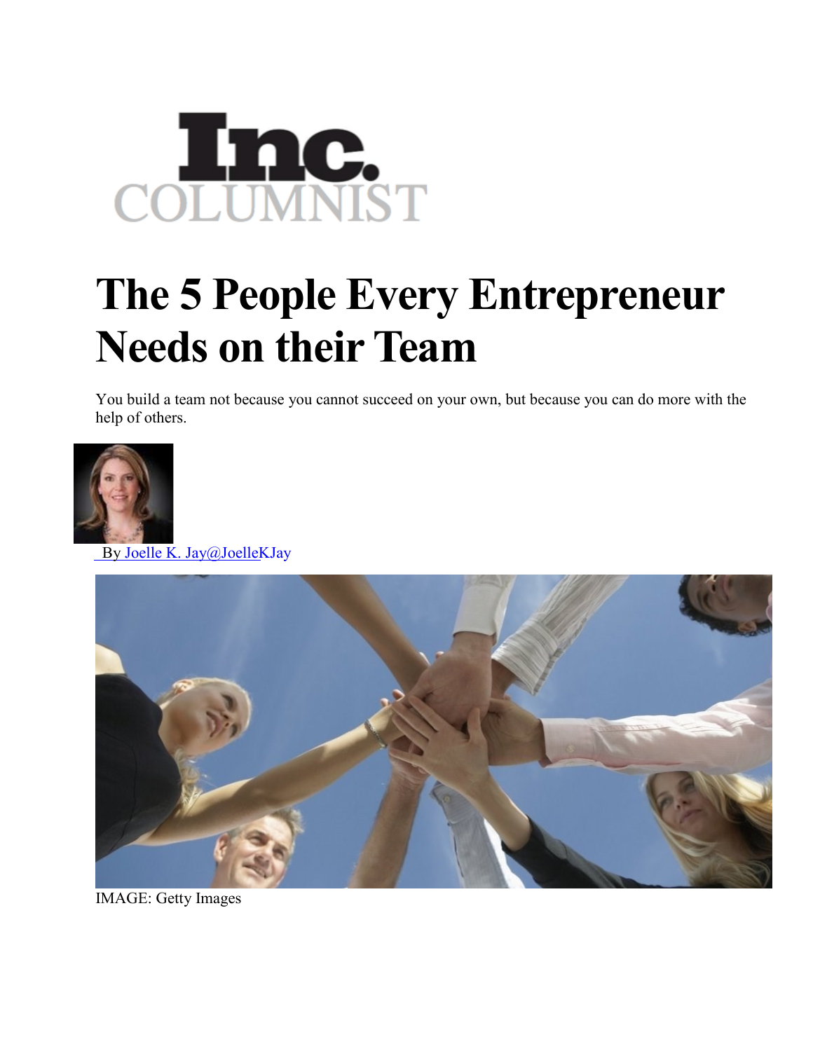Inc.
COLUMNIST

# The 5 People Every Entrepreneur Needs on their Team

You build a team not because you cannot succeed on your own, but because you can do more with the help of others.

By Joelle K. Jay@JoelleKJay

IMAGE: Getty Images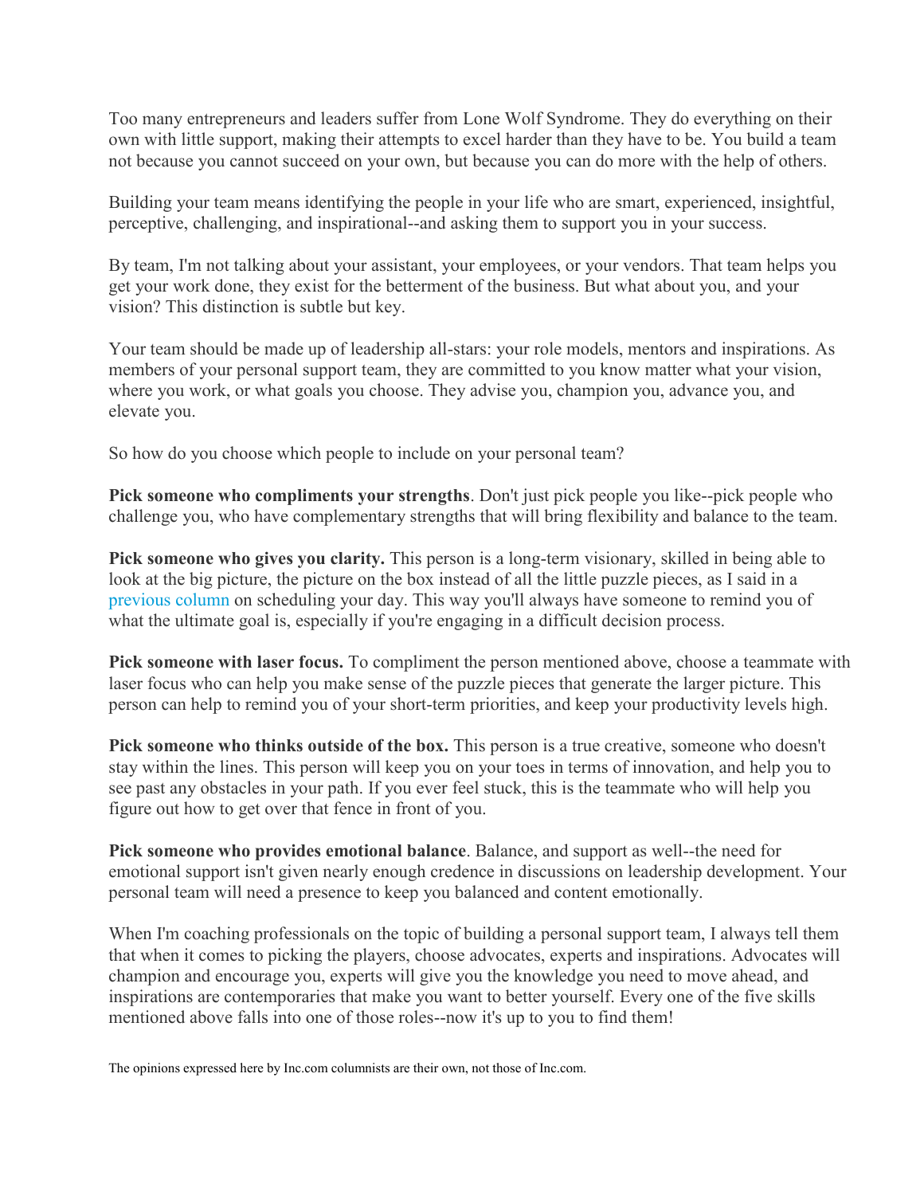Too many entrepreneurs and leaders suffer from Lone Wolf Syndrome. They do everything on their own with little support, making their attempts to excel harder than they have to be. You build a team not because you cannot succeed on your own, but because you can do more with the help of others.

Building your team means identifying the people in your life who are smart, experienced, insightful, perceptive, challenging, and inspirational--and asking them to support you in your success.

By team, I'm not talking about your assistant, your employees, or your vendors. That team helps you get your work done, they exist for the betterment of the business. But what about you, and your vision? This distinction is subtle but key.

Your team should be made up of leadership all-stars: your role models, mentors and inspirations. As members of your personal support team, they are committed to you know matter what your vision, where you work, or what goals you choose. They advise you, champion you, advance you, and elevate you.

So how do you choose which people to include on your personal team?

**Pick someone who compliments your strengths**. Don't just pick people you like--pick people who challenge you, who have complementary strengths that will bring flexibility and balance to the team.

**Pick someone who gives you clarity.** This person is a long-term visionary, skilled in being able to look at the big picture, the picture on the box instead of all the little puzzle pieces, as I said in a previous column on scheduling your day. This way you'll always have someone to remind you of what the ultimate goal is, especially if you're engaging in a difficult decision process.

**Pick someone with laser focus.** To compliment the person mentioned above, choose a teammate with laser focus who can help you make sense of the puzzle pieces that generate the larger picture. This person can help to remind you of your short-term priorities, and keep your productivity levels high.

**Pick someone who thinks outside of the box.** This person is a true creative, someone who doesn't stay within the lines. This person will keep you on your toes in terms of innovation, and help you to see past any obstacles in your path. If you ever feel stuck, this is the teammate who will help you figure out how to get over that fence in front of you.

**Pick someone who provides emotional balance**. Balance, and support as well--the need for emotional support isn't given nearly enough credence in discussions on leadership development. Your personal team will need a presence to keep you balanced and content emotionally.

When I'm coaching professionals on the topic of building a personal support team, I always tell them that when it comes to picking the players, choose advocates, experts and inspirations. Advocates will champion and encourage you, experts will give you the knowledge you need to move ahead, and inspirations are contemporaries that make you want to better yourself. Every one of the five skills mentioned above falls into one of those roles--now it's up to you to find them!

The opinions expressed here by Inc.com columnists are their own, not those of Inc.com.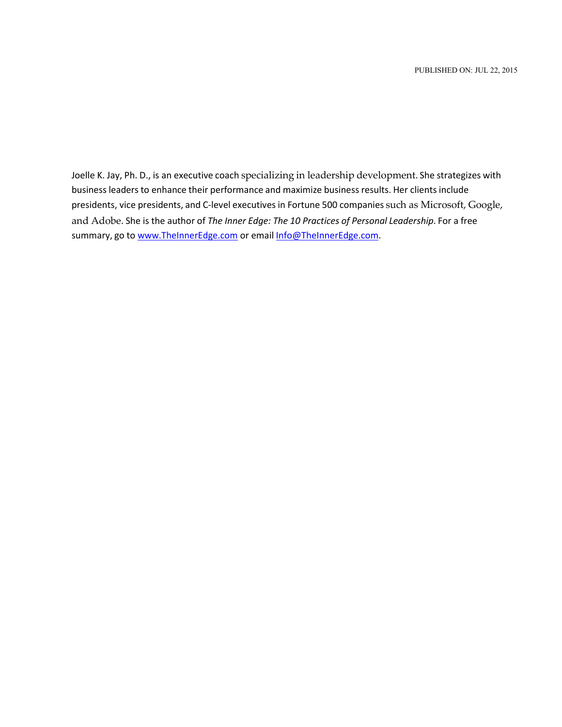PUBLISHED ON: JUL 22, 2015

Joelle K. Jay, Ph. D., is an executive coach specializing in leadership development. She strategizes with business leaders to enhance their performance and maximize business results. Her clients include presidents, vice presidents, and C-level executives in Fortune 500 companies such as Microsoft, Google, and Adobe. She is the author of *The Inner Edge: The 10 Practices of Personal Leadership*. For a free summary, go to www.TheInnerEdge.com or email Info@TheInnerEdge.com.